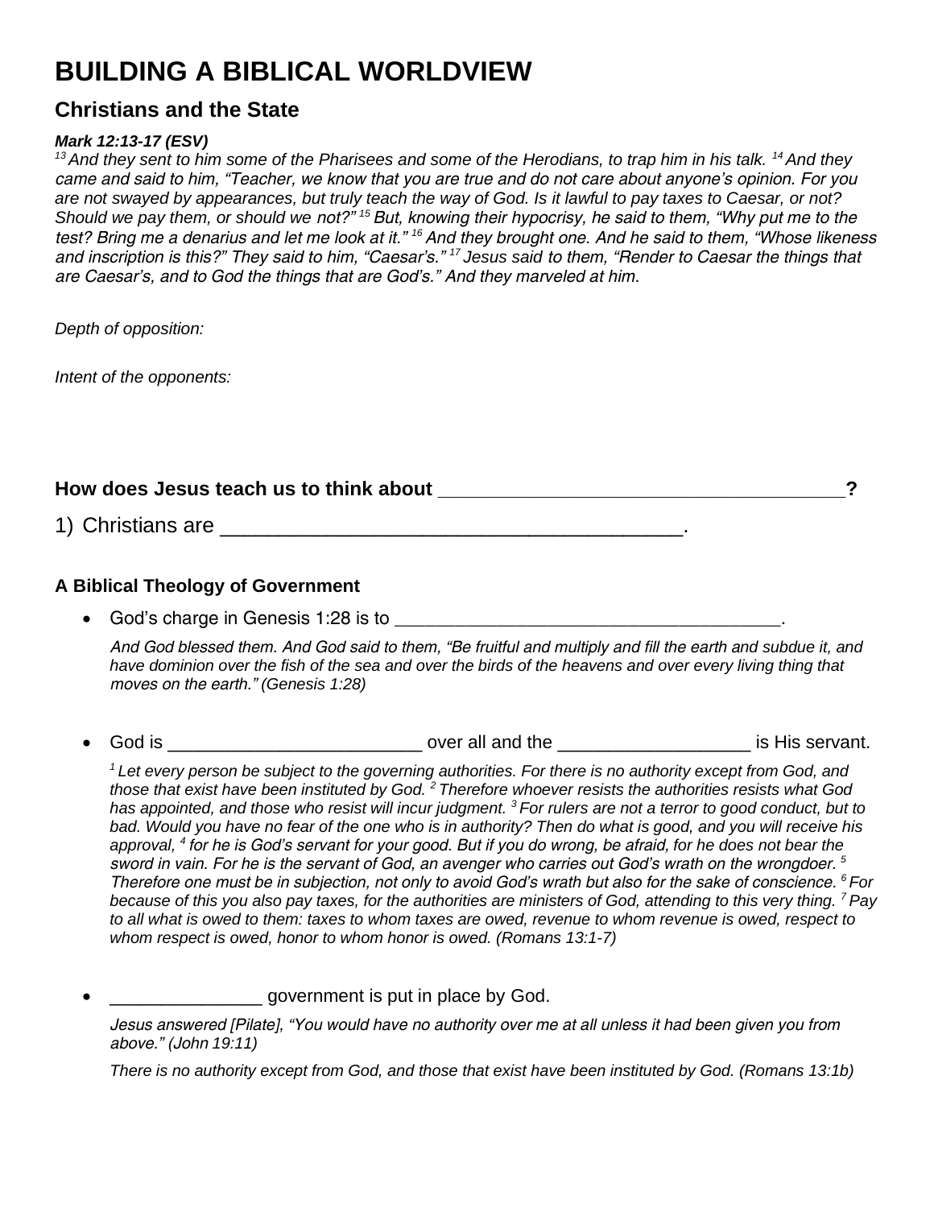# BUILDING A BIBLICAL WORLDVIEW

## Christians and the State

***Mark 12:13-17 (ESV)***

*[13] And they sent to him some of the Pharisees and some of the Herodians, to trap him in his talk. [14] And they came and said to him, "Teacher, we know that you are true and do not care about anyone's opinion. For you are not swayed by appearances, but truly teach the way of God. Is it lawful to pay taxes to Caesar, or not? Should we pay them, or should we not?" [15] But, knowing their hypocrisy, he said to them, "Why put me to the test? Bring me a denarius and let me look at it." [16] And they brought one. And he said to them, "Whose likeness and inscription is this?" They said to him, "Caesar's." [17] Jesus said to them, "Render to Caesar the things that are Caesar's, and to God the things that are God's." And they marveled at him.*

*Depth of opposition:*

*Intent of the opponents:*

**How does Jesus teach us to think about ______________________________________?**

1) Christians are ________________________________________.

### A Biblical Theology of Government

- God's charge in Genesis 1:28 is to ______________________________________.

  *And God blessed them. And God said to them, "Be fruitful and multiply and fill the earth and subdue it, and have dominion over the fish of the sea and over the birds of the heavens and over every living thing that moves on the earth." (Genesis 1:28)*

- God is _________________________ over all and the ___________________ is His servant.

  *[1] Let every person be subject to the governing authorities. For there is no authority except from God, and those that exist have been instituted by God. [2] Therefore whoever resists the authorities resists what God has appointed, and those who resist will incur judgment. [3] For rulers are not a terror to good conduct, but to bad. Would you have no fear of the one who is in authority? Then do what is good, and you will receive his approval, [4] for he is God's servant for your good. But if you do wrong, be afraid, for he does not bear the sword in vain. For he is the servant of God, an avenger who carries out God's wrath on the wrongdoer. [5] Therefore one must be in subjection, not only to avoid God's wrath but also for the sake of conscience. [6] For because of this you also pay taxes, for the authorities are ministers of God, attending to this very thing. [7] Pay to all what is owed to them: taxes to whom taxes are owed, revenue to whom revenue is owed, respect to whom respect is owed, honor to whom honor is owed. (Romans 13:1-7)*

- _______________ government is put in place by God.

  *Jesus answered [Pilate], "You would have no authority over me at all unless it had been given you from above." (John 19:11)*

  *There is no authority except from God, and those that exist have been instituted by God. (Romans 13:1b)*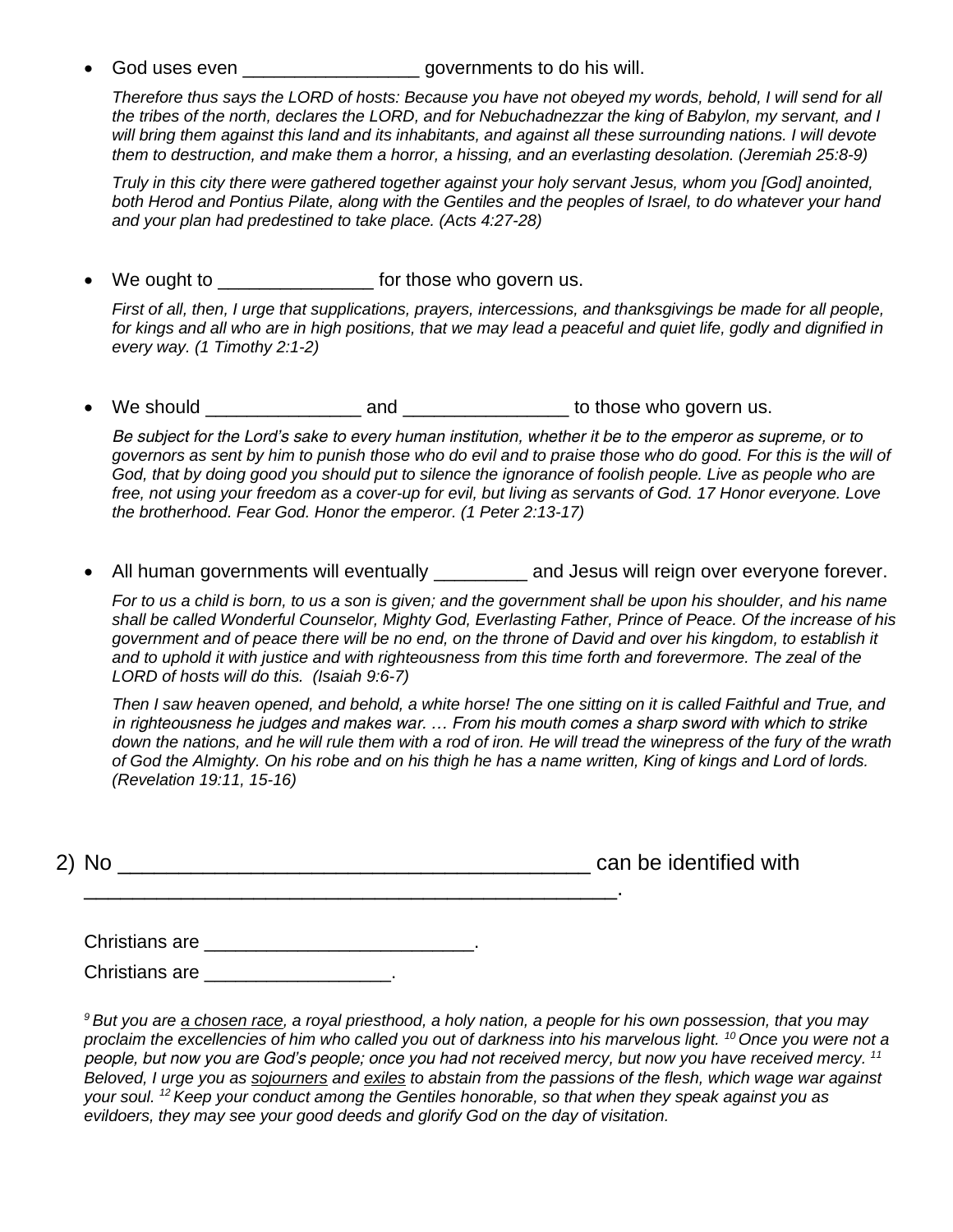- God uses even _________________ governments to do his will.

  *Therefore thus says the LORD of hosts: Because you have not obeyed my words, behold, I will send for all the tribes of the north, declares the LORD, and for Nebuchadnezzar the king of Babylon, my servant, and I will bring them against this land and its inhabitants, and against all these surrounding nations. I will devote them to destruction, and make them a horror, a hissing, and an everlasting desolation. (Jeremiah 25:8-9)*

  *Truly in this city there were gathered together against your holy servant Jesus, whom you [God] anointed, both Herod and Pontius Pilate, along with the Gentiles and the peoples of Israel, to do whatever your hand and your plan had predestined to take place. (Acts 4:27-28)*

- We ought to _______________ for those who govern us.

  *First of all, then, I urge that supplications, prayers, intercessions, and thanksgivings be made for all people, for kings and all who are in high positions, that we may lead a peaceful and quiet life, godly and dignified in every way. (1 Timothy 2:1-2)*

- We should _______________ and ________________ to those who govern us.

  *Be subject for the Lord's sake to every human institution, whether it be to the emperor as supreme, or to governors as sent by him to punish those who do evil and to praise those who do good. For this is the will of God, that by doing good you should put to silence the ignorance of foolish people. Live as people who are free, not using your freedom as a cover-up for evil, but living as servants of God. 17 Honor everyone. Love the brotherhood. Fear God. Honor the emperor. (1 Peter 2:13-17)*

- All human governments will eventually _________ and Jesus will reign over everyone forever.

  *For to us a child is born, to us a son is given; and the government shall be upon his shoulder, and his name shall be called Wonderful Counselor, Mighty God, Everlasting Father, Prince of Peace. Of the increase of his government and of peace there will be no end, on the throne of David and over his kingdom, to establish it and to uphold it with justice and with righteousness from this time forth and forevermore. The zeal of the LORD of hosts will do this. (Isaiah 9:6-7)*

  *Then I saw heaven opened, and behold, a white horse! The one sitting on it is called Faithful and True, and in righteousness he judges and makes war. … From his mouth comes a sharp sword with which to strike down the nations, and he will rule them with a rod of iron. He will tread the winepress of the fury of the wrath of God the Almighty. On his robe and on his thigh he has a name written, King of kings and Lord of lords. (Revelation 19:11, 15-16)*

2) No _______________________________________ can be identified with _____________________________________________.

   Christians are _________________________.

   Christians are _________________.

   *[9] But you are <u>a chosen race</u>, a royal priesthood, a holy nation, a people for his own possession, that you may proclaim the excellencies of him who called you out of darkness into his marvelous light. [10] Once you were not a people, but now you are God's people; once you had not received mercy, but now you have received mercy. [11] Beloved, I urge you as <u>sojourners</u> and <u>exiles</u> to abstain from the passions of the flesh, which wage war against your soul. [12] Keep your conduct among the Gentiles honorable, so that when they speak against you as evildoers, they may see your good deeds and glorify God on the day of visitation.*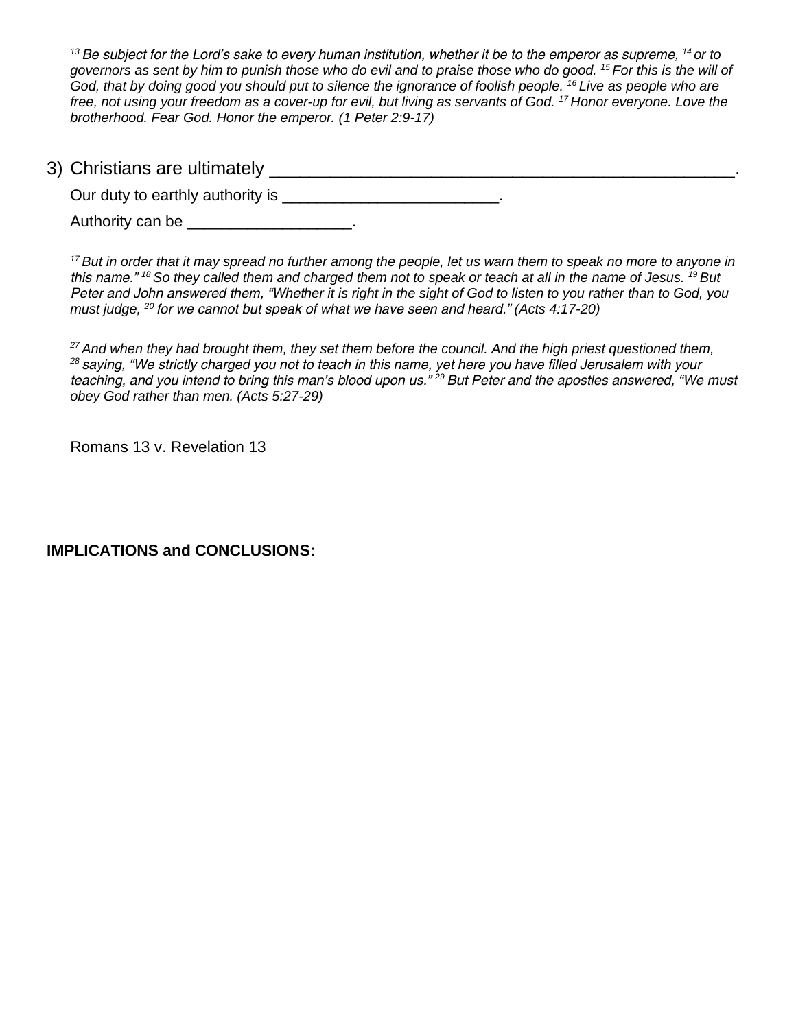*[13] Be subject for the Lord's sake to every human institution, whether it be to the emperor as supreme, [14] or to governors as sent by him to punish those who do evil and to praise those who do good. [15] For this is the will of God, that by doing good you should put to silence the ignorance of foolish people. [16] Live as people who are free, not using your freedom as a cover-up for evil, but living as servants of God. [17] Honor everyone. Love the brotherhood. Fear God. Honor the emperor. (1 Peter 2:9-17)*

3) Christians are ultimately ________________________________________________.

   Our duty to earthly authority is _________________________.

   Authority can be ___________________.

*[17] But in order that it may spread no further among the people, let us warn them to speak no more to anyone in this name." [18] So they called them and charged them not to speak or teach at all in the name of Jesus. [19] But Peter and John answered them, "Whether it is right in the sight of God to listen to you rather than to God, you must judge, [20] for we cannot but speak of what we have seen and heard." (Acts 4:17-20)*

*[27] And when they had brought them, they set them before the council. And the high priest questioned them, [28] saying, "We strictly charged you not to teach in this name, yet here you have filled Jerusalem with your teaching, and you intend to bring this man's blood upon us." [29] But Peter and the apostles answered, "We must obey God rather than men. (Acts 5:27-29)*

Romans 13 v. Revelation 13

**IMPLICATIONS and CONCLUSIONS:**